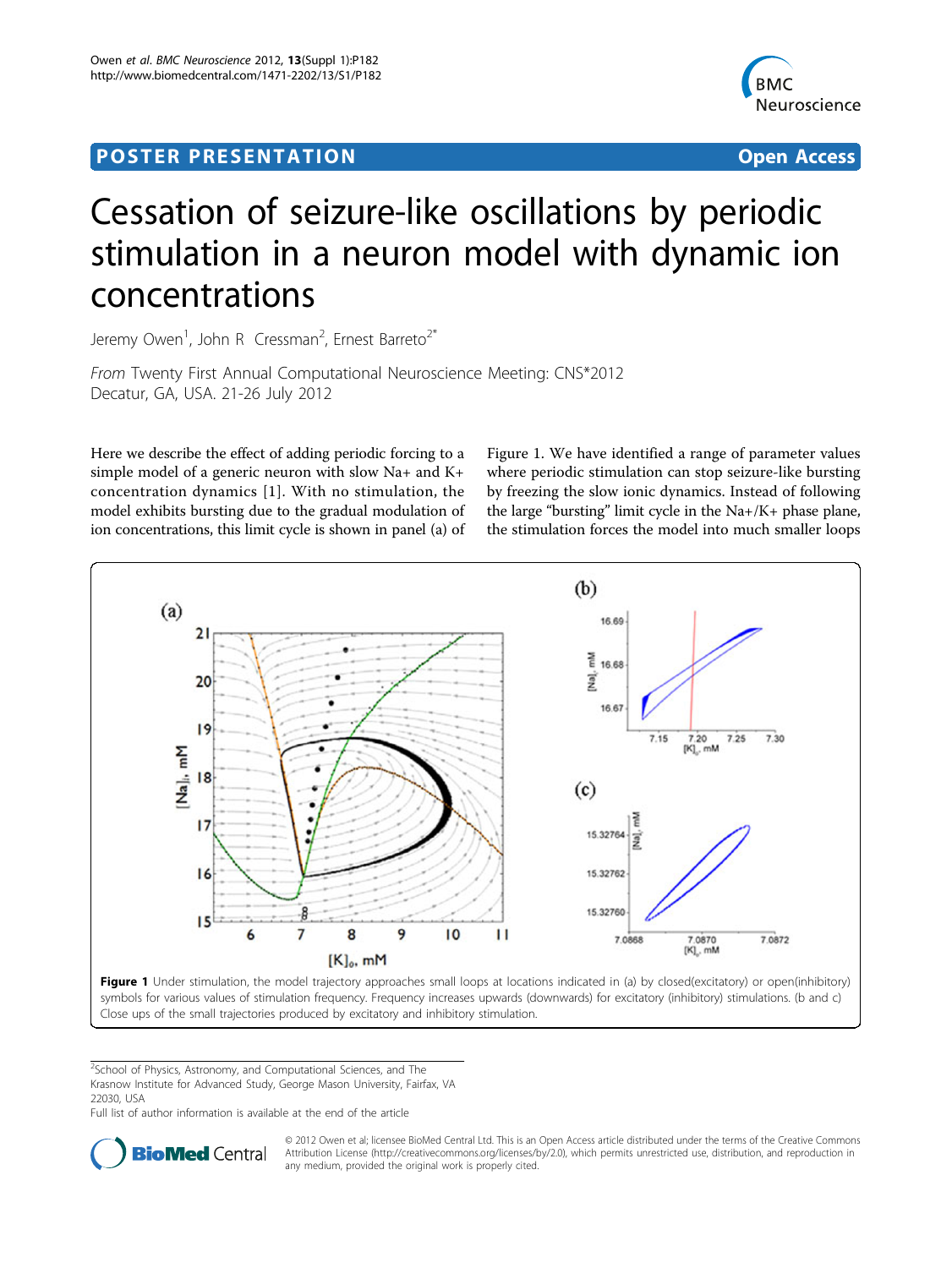POSTER PRESENTATION

Open Access

# Cessation of seizure-like oscillations by periodic stimulation in a neuron model with dynamic ion concentrations

Jeremy Owen[1], John R Cressman[2], Ernest Barreto[2*]

*From* Twenty First Annual Computational Neuroscience Meeting: CNS*2012
Decatur, GA, USA. 21-26 July 2012

Here we describe the effect of adding periodic forcing to a simple model of a generic neuron with slow Na+ and K+ concentration dynamics [1]. With no stimulation, the model exhibits bursting due to the gradual modulation of ion concentrations, this limit cycle is shown in panel (a) of Figure 1. We have identified a range of parameter values where periodic stimulation can stop seizure-like bursting by freezing the slow ionic dynamics. Instead of following the large "bursting" limit cycle in the Na+/K+ phase plane, the stimulation forces the model into much smaller loops

**Figure 1** Under stimulation, the model trajectory approaches small loops at locations indicated in (a) by closed(excitatory) or open(inhibitory) symbols for various values of stimulation frequency. Frequency increases upwards (downwards) for excitatory (inhibitory) stimulations. (b and c) Close ups of the small trajectories produced by excitatory and inhibitory stimulation.

[2]School of Physics, Astronomy, and Computational Sciences, and The Krasnow Institute for Advanced Study, George Mason University, Fairfax, VA 22030, USA

Full list of author information is available at the end of the article

© 2012 Owen et al; licensee BioMed Central Ltd. This is an Open Access article distributed under the terms of the Creative Commons Attribution License (http://creativecommons.org/licenses/by/2.0), which permits unrestricted use, distribution, and reproduction in any medium, provided the original work is properly cited.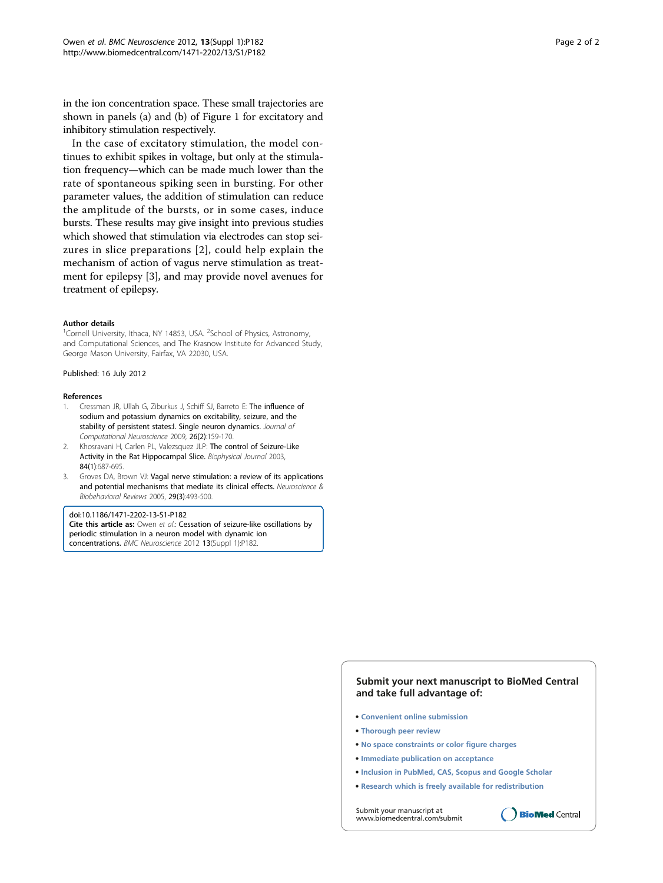in the ion concentration space. These small trajectories are shown in panels (a) and (b) of Figure 1 for excitatory and inhibitory stimulation respectively.

In the case of excitatory stimulation, the model continues to exhibit spikes in voltage, but only at the stimulation frequency—which can be made much lower than the rate of spontaneous spiking seen in bursting. For other parameter values, the addition of stimulation can reduce the amplitude of the bursts, or in some cases, induce bursts. These results may give insight into previous studies which showed that stimulation via electrodes can stop seizures in slice preparations [2], could help explain the mechanism of action of vagus nerve stimulation as treatment for epilepsy [3], and may provide novel avenues for treatment of epilepsy.

#### Author details

[1]Cornell University, Ithaca, NY 14853, USA. [2]School of Physics, Astronomy, and Computational Sciences, and The Krasnow Institute for Advanced Study, George Mason University, Fairfax, VA 22030, USA.

Published: 16 July 2012

#### References

1. Cressman JR, Ullah G, Ziburkus J, Schiff SJ, Barreto E: **The influence of sodium and potassium dynamics on excitability, seizure, and the stability of persistent states:I. Single neuron dynamics.** *Journal of Computational Neuroscience* 2009, **26(2)**:159-170.
2. Khosravani H, Carlen PL, Valezsquez JLP: **The control of Seizure-Like Activity in the Rat Hippocampal Slice.** *Biophysical Journal* 2003, **84(1)**:687-695.
3. Groves DA, Brown VJ: **Vagal nerve stimulation: a review of its applications and potential mechanisms that mediate its clinical effects.** *Neuroscience & Biobehavioral Reviews* 2005, **29(3)**:493-500.

doi:10.1186/1471-2202-13-S1-P182

**Cite this article as:** Owen *et al.*: Cessation of seizure-like oscillations by periodic stimulation in a neuron model with dynamic ion concentrations. *BMC Neuroscience* 2012 **13**(Suppl 1):P182.

**Submit your next manuscript to BioMed Central and take full advantage of:**

- Convenient online submission
- Thorough peer review
- No space constraints or color figure charges
- Immediate publication on acceptance
- Inclusion in PubMed, CAS, Scopus and Google Scholar
- Research which is freely available for redistribution

Submit your manuscript at www.biomedcentral.com/submit

BioMed Central